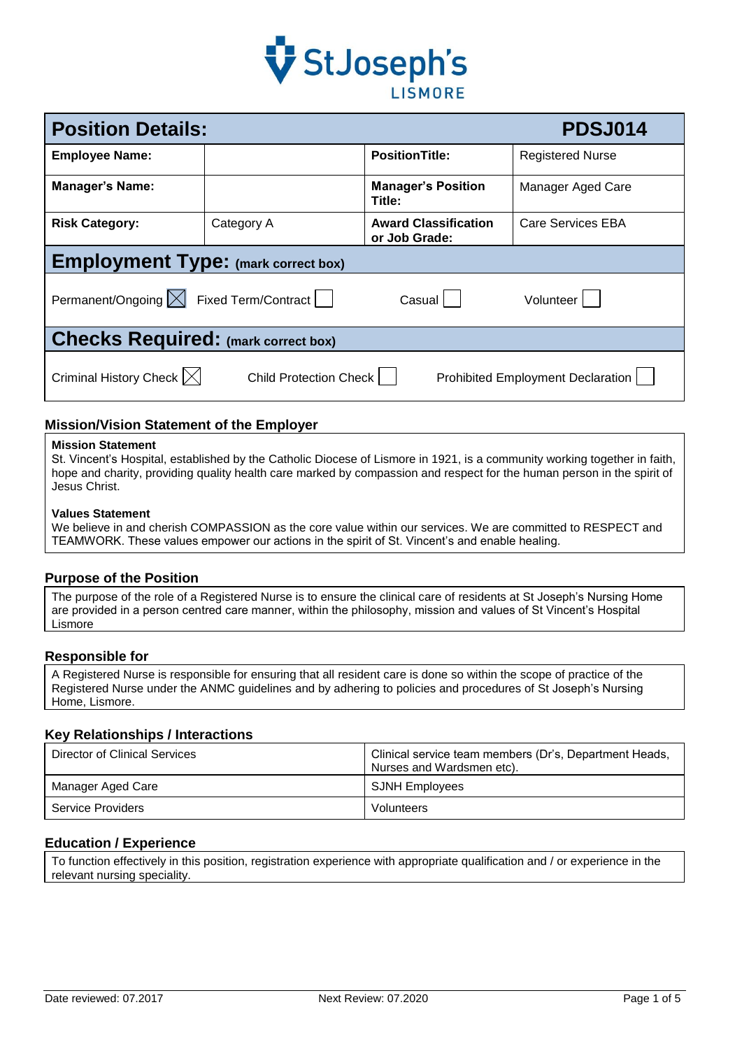St Joseph's
LISMORE

| **Position Details:** | | | **PDSJ014** |
|---|---|---|---|
| **Employee Name:** | | **PositionTitle:** | Registered Nurse |
| **Manager's Name:** | | **Manager's Position Title:** | Manager Aged Care |
| **Risk Category:** | Category A | **Award Classification or Job Grade:** | Care Services EBA |

## Employment Type: (mark correct box)

Permanent/Ongoing ☒ Fixed Term/Contract ☐ Casual ☐ Volunteer ☐

## Checks Required: (mark correct box)

Criminal History Check ☒ Child Protection Check ☐ Prohibited Employment Declaration ☐

### Mission/Vision Statement of the Employer

**Mission Statement**
St. Vincent's Hospital, established by the Catholic Diocese of Lismore in 1921, is a community working together in faith, hope and charity, providing quality health care marked by compassion and respect for the human person in the spirit of Jesus Christ.

**Values Statement**
We believe in and cherish COMPASSION as the core value within our services. We are committed to RESPECT and TEAMWORK. These values empower our actions in the spirit of St. Vincent's and enable healing.

### Purpose of the Position

The purpose of the role of a Registered Nurse is to ensure the clinical care of residents at St Joseph's Nursing Home are provided in a person centred care manner, within the philosophy, mission and values of St Vincent's Hospital Lismore

### Responsible for

A Registered Nurse is responsible for ensuring that all resident care is done so within the scope of practice of the Registered Nurse under the ANMC guidelines and by adhering to policies and procedures of St Joseph's Nursing Home, Lismore.

### Key Relationships / Interactions

| | |
|---|---|
| Director of Clinical Services | Clinical service team members (Dr's, Department Heads, Nurses and Wardsmen etc). |
| Manager Aged Care | SJNH Employees |
| Service Providers | Volunteers |

### Education / Experience

To function effectively in this position, registration experience with appropriate qualification and / or experience in the relevant nursing speciality.

Date reviewed: 07.2017 Next Review: 07.2020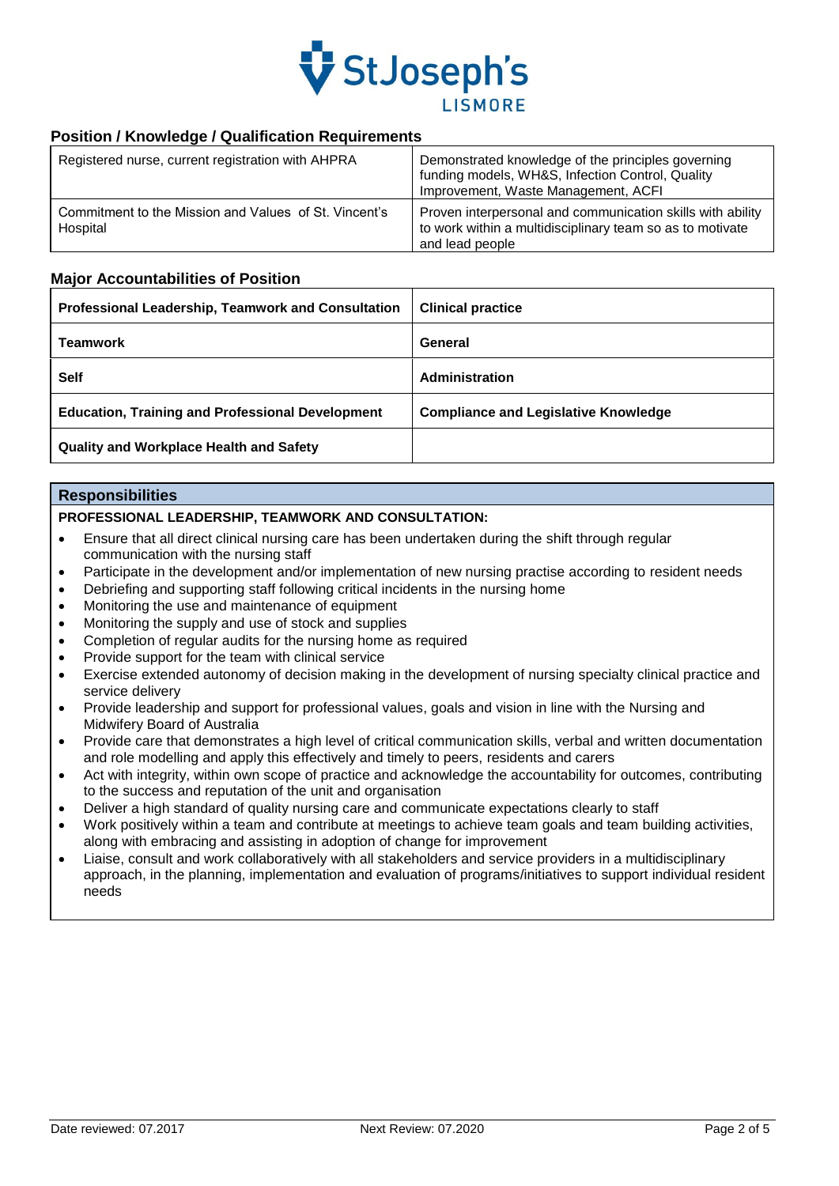## Position / Knowledge / Qualification Requirements

| | |
|---|---|
| Registered nurse, current registration with AHPRA | Demonstrated knowledge of the principles governing funding models, WH&S, Infection Control, Quality Improvement, Waste Management, ACFI |
| Commitment to the Mission and Values of St. Vincent's Hospital | Proven interpersonal and communication skills with ability to work within a multidisciplinary team so as to motivate and lead people |

## Major Accountabilities of Position

| | |
|---|---|
| **Professional Leadership, Teamwork and Consultation** | **Clinical practice** |
| **Teamwork** | **General** |
| **Self** | **Administration** |
| **Education, Training and Professional Development** | **Compliance and Legislative Knowledge** |
| **Quality and Workplace Health and Safety** | |

## Responsibilities

**PROFESSIONAL LEADERSHIP, TEAMWORK AND CONSULTATION:**

- Ensure that all direct clinical nursing care has been undertaken during the shift through regular communication with the nursing staff
- Participate in the development and/or implementation of new nursing practise according to resident needs
- Debriefing and supporting staff following critical incidents in the nursing home
- Monitoring the use and maintenance of equipment
- Monitoring the supply and use of stock and supplies
- Completion of regular audits for the nursing home as required
- Provide support for the team with clinical service
- Exercise extended autonomy of decision making in the development of nursing specialty clinical practice and service delivery
- Provide leadership and support for professional values, goals and vision in line with the Nursing and Midwifery Board of Australia
- Provide care that demonstrates a high level of critical communication skills, verbal and written documentation and role modelling and apply this effectively and timely to peers, residents and carers
- Act with integrity, within own scope of practice and acknowledge the accountability for outcomes, contributing to the success and reputation of the unit and organisation
- Deliver a high standard of quality nursing care and communicate expectations clearly to staff
- Work positively within a team and contribute at meetings to achieve team goals and team building activities, along with embracing and assisting in adoption of change for improvement
- Liaise, consult and work collaboratively with all stakeholders and service providers in a multidisciplinary approach, in the planning, implementation and evaluation of programs/initiatives to support individual resident needs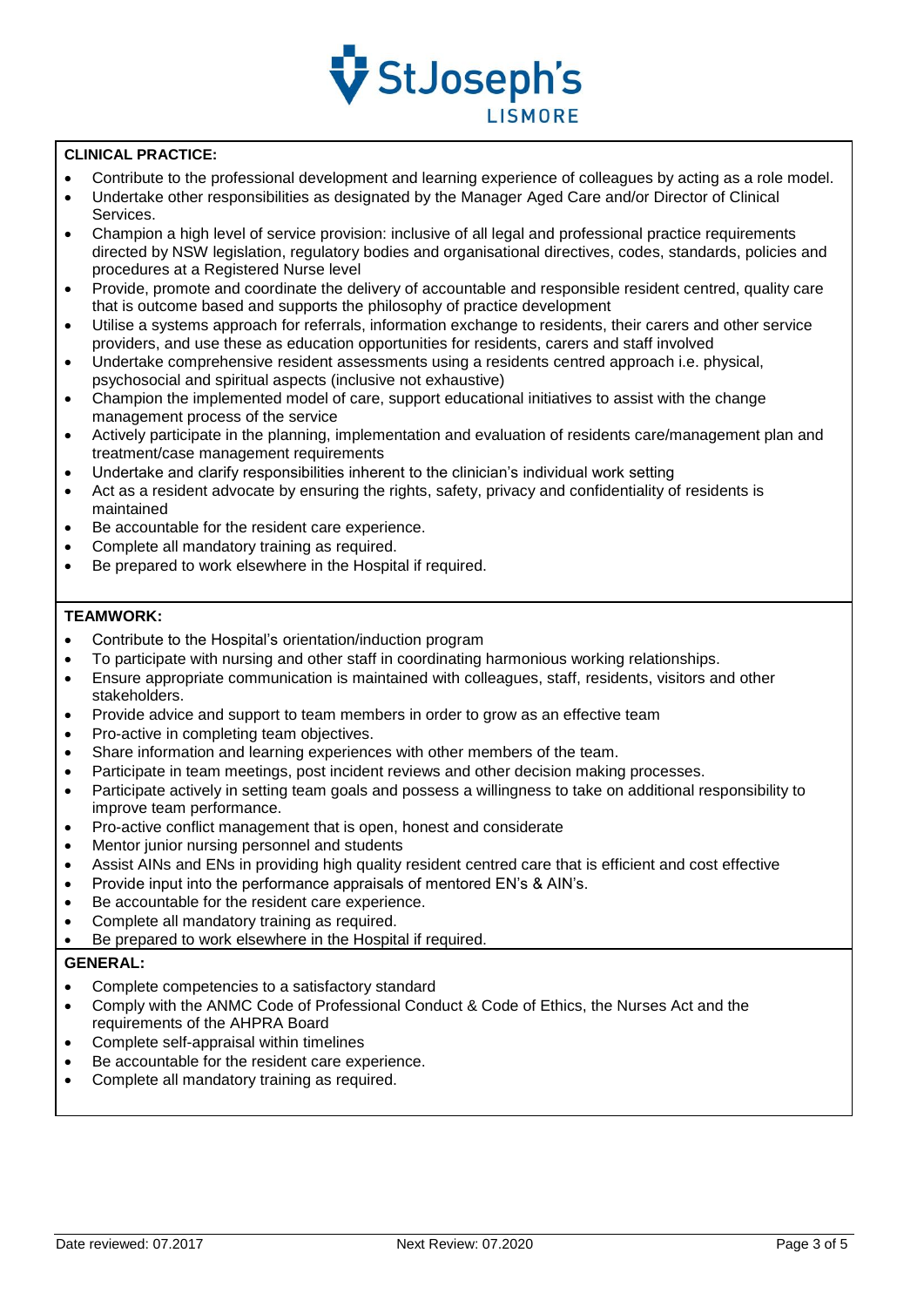**CLINICAL PRACTICE:**

- Contribute to the professional development and learning experience of colleagues by acting as a role model.
- Undertake other responsibilities as designated by the Manager Aged Care and/or Director of Clinical Services.
- Champion a high level of service provision: inclusive of all legal and professional practice requirements directed by NSW legislation, regulatory bodies and organisational directives, codes, standards, policies and procedures at a Registered Nurse level
- Provide, promote and coordinate the delivery of accountable and responsible resident centred, quality care that is outcome based and supports the philosophy of practice development
- Utilise a systems approach for referrals, information exchange to residents, their carers and other service providers, and use these as education opportunities for residents, carers and staff involved
- Undertake comprehensive resident assessments using a residents centred approach i.e. physical, psychosocial and spiritual aspects (inclusive not exhaustive)
- Champion the implemented model of care, support educational initiatives to assist with the change management process of the service
- Actively participate in the planning, implementation and evaluation of residents care/management plan and treatment/case management requirements
- Undertake and clarify responsibilities inherent to the clinician's individual work setting
- Act as a resident advocate by ensuring the rights, safety, privacy and confidentiality of residents is maintained
- Be accountable for the resident care experience.
- Complete all mandatory training as required.
- Be prepared to work elsewhere in the Hospital if required.

**TEAMWORK:**

- Contribute to the Hospital's orientation/induction program
- To participate with nursing and other staff in coordinating harmonious working relationships.
- Ensure appropriate communication is maintained with colleagues, staff, residents, visitors and other stakeholders.
- Provide advice and support to team members in order to grow as an effective team
- Pro-active in completing team objectives.
- Share information and learning experiences with other members of the team.
- Participate in team meetings, post incident reviews and other decision making processes.
- Participate actively in setting team goals and possess a willingness to take on additional responsibility to improve team performance.
- Pro-active conflict management that is open, honest and considerate
- Mentor junior nursing personnel and students
- Assist AINs and ENs in providing high quality resident centred care that is efficient and cost effective
- Provide input into the performance appraisals of mentored EN's & AIN's.
- Be accountable for the resident care experience.
- Complete all mandatory training as required.
- Be prepared to work elsewhere in the Hospital if required.

**GENERAL:**

- Complete competencies to a satisfactory standard
- Comply with the ANMC Code of Professional Conduct & Code of Ethics, the Nurses Act and the requirements of the AHPRA Board
- Complete self-appraisal within timelines
- Be accountable for the resident care experience.
- Complete all mandatory training as required.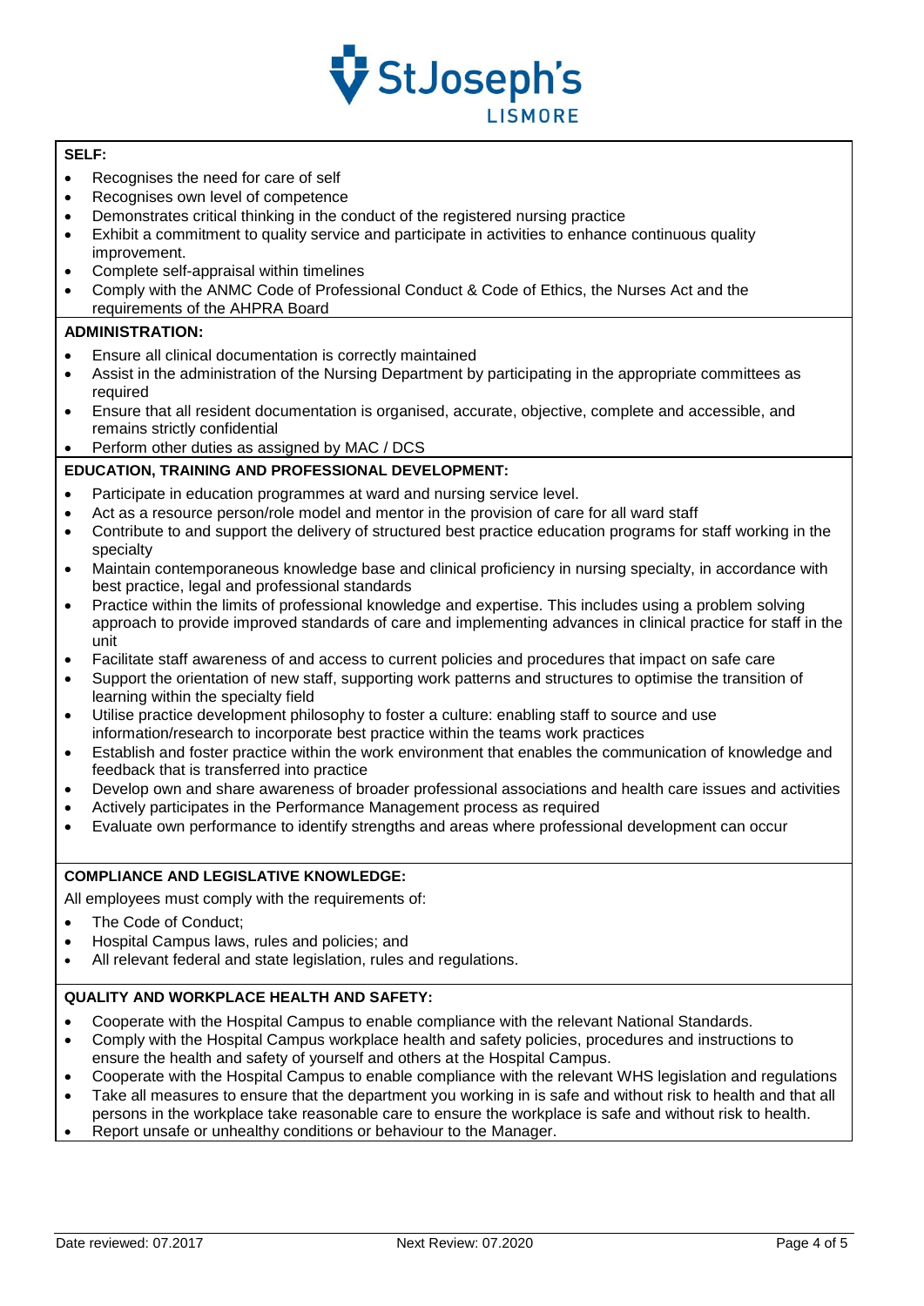**SELF:**

- Recognises the need for care of self
- Recognises own level of competence
- Demonstrates critical thinking in the conduct of the registered nursing practice
- Exhibit a commitment to quality service and participate in activities to enhance continuous quality improvement.
- Complete self-appraisal within timelines
- Comply with the ANMC Code of Professional Conduct & Code of Ethics, the Nurses Act and the requirements of the AHPRA Board

**ADMINISTRATION:**

- Ensure all clinical documentation is correctly maintained
- Assist in the administration of the Nursing Department by participating in the appropriate committees as required
- Ensure that all resident documentation is organised, accurate, objective, complete and accessible, and remains strictly confidential
- Perform other duties as assigned by MAC / DCS

**EDUCATION, TRAINING AND PROFESSIONAL DEVELOPMENT:**

- Participate in education programmes at ward and nursing service level.
- Act as a resource person/role model and mentor in the provision of care for all ward staff
- Contribute to and support the delivery of structured best practice education programs for staff working in the specialty
- Maintain contemporaneous knowledge base and clinical proficiency in nursing specialty, in accordance with best practice, legal and professional standards
- Practice within the limits of professional knowledge and expertise. This includes using a problem solving approach to provide improved standards of care and implementing advances in clinical practice for staff in the unit
- Facilitate staff awareness of and access to current policies and procedures that impact on safe care
- Support the orientation of new staff, supporting work patterns and structures to optimise the transition of learning within the specialty field
- Utilise practice development philosophy to foster a culture: enabling staff to source and use information/research to incorporate best practice within the teams work practices
- Establish and foster practice within the work environment that enables the communication of knowledge and feedback that is transferred into practice
- Develop own and share awareness of broader professional associations and health care issues and activities
- Actively participates in the Performance Management process as required
- Evaluate own performance to identify strengths and areas where professional development can occur

**COMPLIANCE AND LEGISLATIVE KNOWLEDGE:**

All employees must comply with the requirements of:

- The Code of Conduct;
- Hospital Campus laws, rules and policies; and
- All relevant federal and state legislation, rules and regulations.

**QUALITY AND WORKPLACE HEALTH AND SAFETY:**

- Cooperate with the Hospital Campus to enable compliance with the relevant National Standards.
- Comply with the Hospital Campus workplace health and safety policies, procedures and instructions to ensure the health and safety of yourself and others at the Hospital Campus.
- Cooperate with the Hospital Campus to enable compliance with the relevant WHS legislation and regulations
- Take all measures to ensure that the department you working in is safe and without risk to health and that all persons in the workplace take reasonable care to ensure the workplace is safe and without risk to health.
- Report unsafe or unhealthy conditions or behaviour to the Manager.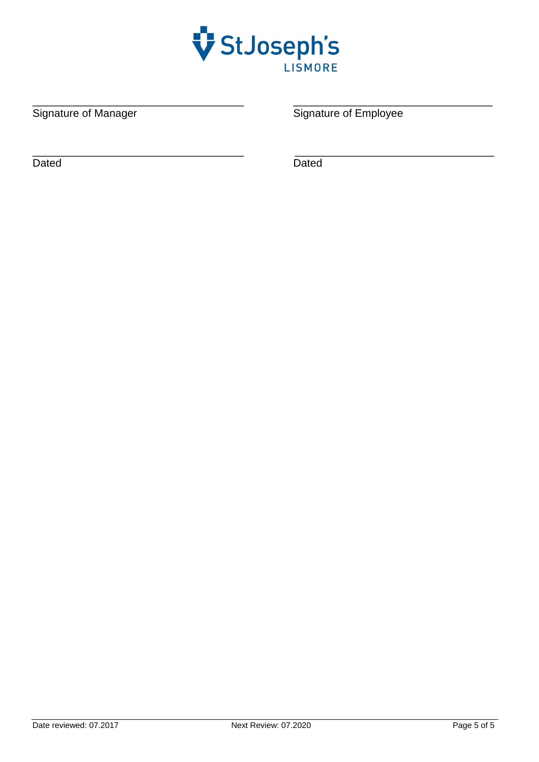\_\_\_\_\_\_\_\_\_\_\_\_\_\_\_\_\_\_\_\_\_\_\_\_\_\_\_\_\_\_\_\_\_\_\_\_  
Signature of Manager

\_\_\_\_\_\_\_\_\_\_\_\_\_\_\_\_\_\_\_\_\_\_\_\_\_\_\_\_\_\_\_\_\_\_\_\_  
Signature of Employee

\_\_\_\_\_\_\_\_\_\_\_\_\_\_\_\_\_\_\_\_\_\_\_\_\_\_\_\_\_\_\_\_\_\_\_\_  
Dated

\_\_\_\_\_\_\_\_\_\_\_\_\_\_\_\_\_\_\_\_\_\_\_\_\_\_\_\_\_\_\_\_\_\_\_\_  
Dated